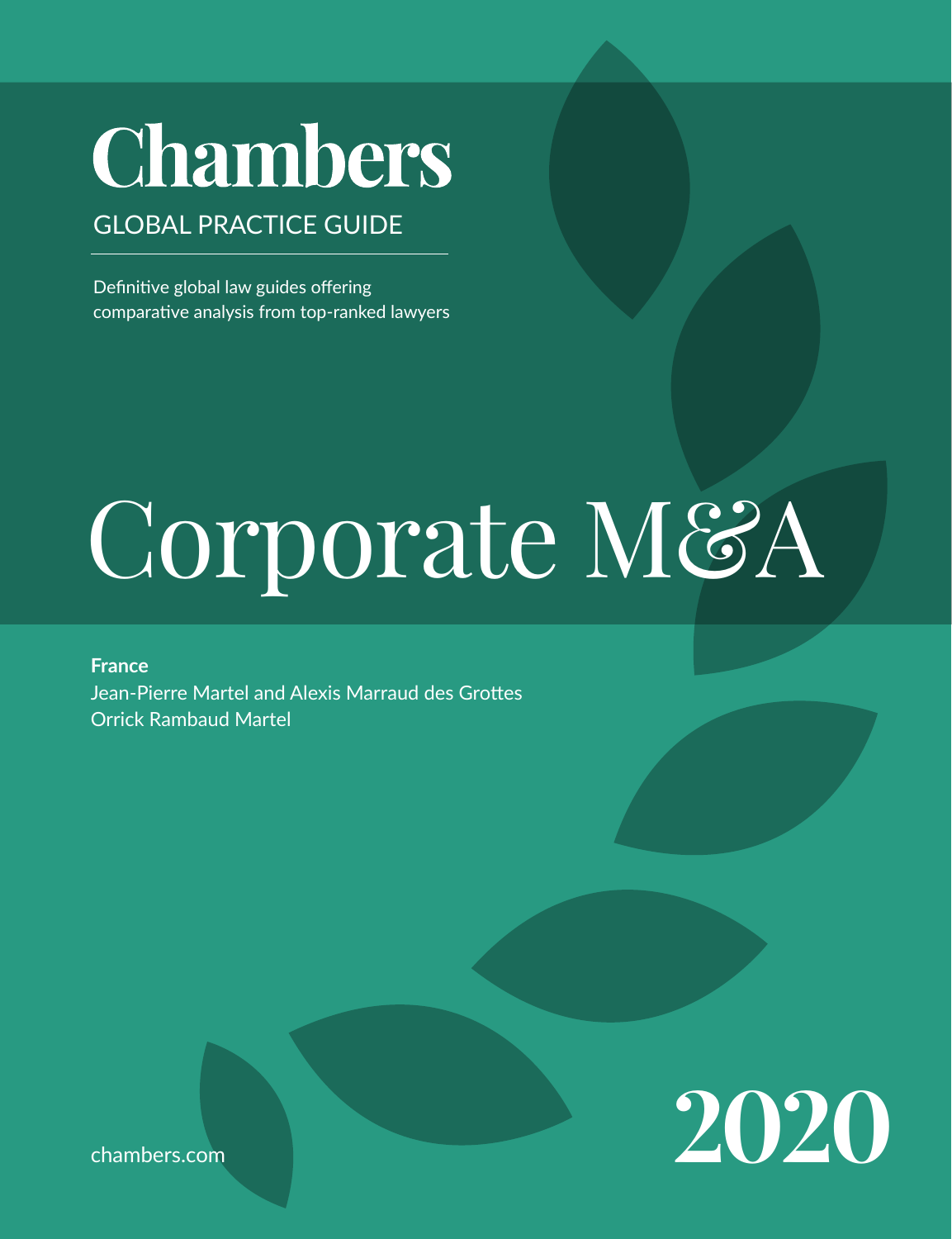# Chambers

GLOBAL PRACTICE GUIDE

Definitive global law guides offering comparative analysis from top-ranked lawyers

# Corporate M&A

**France**

Jean-Pierre Martel and Alexis Marraud des Grottes

Orrick Rambaud Martel

chambers.com

2020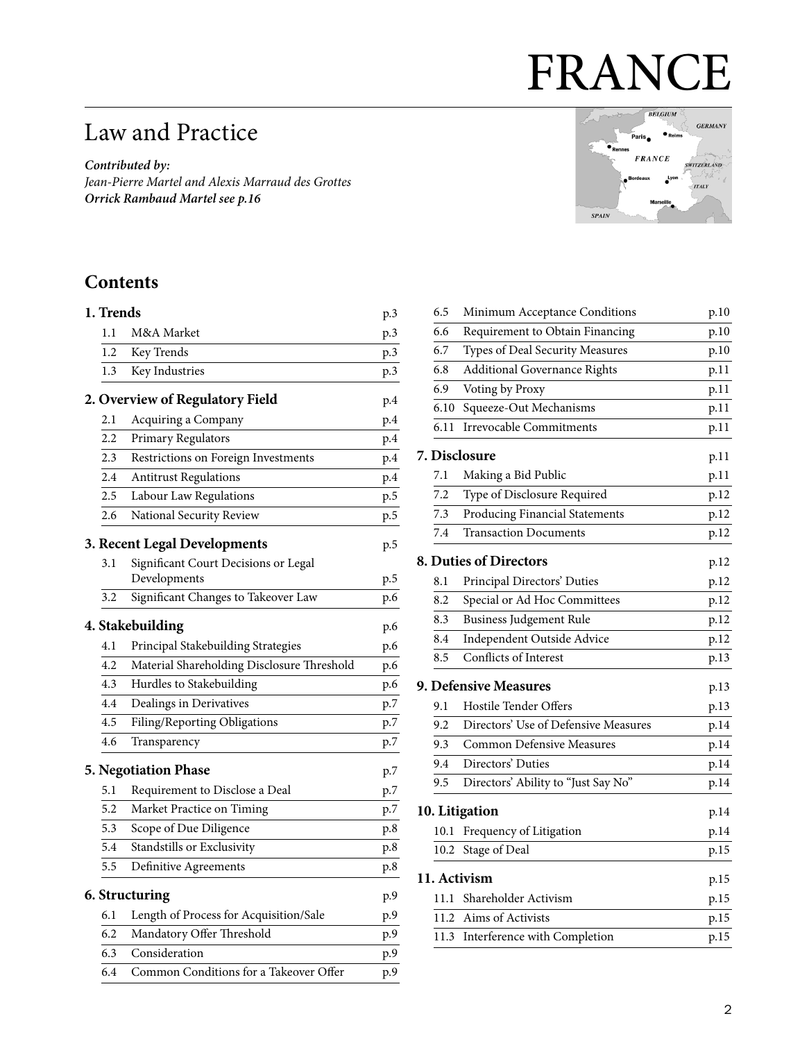# FRANCE

## Law and Practice

***Contributed by:***
*Jean-Pierre Martel and Alexis Marraud des Grottes*
***Orrick Rambaud Martel see p.16***

## Contents

**1. Trends** p.3

| | | |
|---|---|---|
| 1.1 | M&A Market | p.3 |
| 1.2 | Key Trends | p.3 |
| 1.3 | Key Industries | p.3 |

**2. Overview of Regulatory Field** p.4

| | | |
|---|---|---|
| 2.1 | Acquiring a Company | p.4 |
| 2.2 | Primary Regulators | p.4 |
| 2.3 | Restrictions on Foreign Investments | p.4 |
| 2.4 | Antitrust Regulations | p.4 |
| 2.5 | Labour Law Regulations | p.5 |
| 2.6 | National Security Review | p.5 |

**3. Recent Legal Developments** p.5

| | | |
|---|---|---|
| 3.1 | Significant Court Decisions or Legal Developments | p.5 |
| 3.2 | Significant Changes to Takeover Law | p.6 |

**4. Stakebuilding** p.6

| | | |
|---|---|---|
| 4.1 | Principal Stakebuilding Strategies | p.6 |
| 4.2 | Material Shareholding Disclosure Threshold | p.6 |
| 4.3 | Hurdles to Stakebuilding | p.6 |
| 4.4 | Dealings in Derivatives | p.7 |
| 4.5 | Filing/Reporting Obligations | p.7 |
| 4.6 | Transparency | p.7 |

**5. Negotiation Phase** p.7

| | | |
|---|---|---|
| 5.1 | Requirement to Disclose a Deal | p.7 |
| 5.2 | Market Practice on Timing | p.7 |
| 5.3 | Scope of Due Diligence | p.8 |
| 5.4 | Standstills or Exclusivity | p.8 |
| 5.5 | Definitive Agreements | p.8 |

**6. Structuring** p.9

| | | |
|---|---|---|
| 6.1 | Length of Process for Acquisition/Sale | p.9 |
| 6.2 | Mandatory Offer Threshold | p.9 |
| 6.3 | Consideration | p.9 |
| 6.4 | Common Conditions for a Takeover Offer | p.9 |
| 6.5 | Minimum Acceptance Conditions | p.10 |
| 6.6 | Requirement to Obtain Financing | p.10 |
| 6.7 | Types of Deal Security Measures | p.10 |
| 6.8 | Additional Governance Rights | p.11 |
| 6.9 | Voting by Proxy | p.11 |
| 6.10 | Squeeze-Out Mechanisms | p.11 |
| 6.11 | Irrevocable Commitments | p.11 |

**7. Disclosure** p.11

| | | |
|---|---|---|
| 7.1 | Making a Bid Public | p.11 |
| 7.2 | Type of Disclosure Required | p.12 |
| 7.3 | Producing Financial Statements | p.12 |
| 7.4 | Transaction Documents | p.12 |

**8. Duties of Directors** p.12

| | | |
|---|---|---|
| 8.1 | Principal Directors' Duties | p.12 |
| 8.2 | Special or Ad Hoc Committees | p.12 |
| 8.3 | Business Judgement Rule | p.12 |
| 8.4 | Independent Outside Advice | p.12 |
| 8.5 | Conflicts of Interest | p.13 |

**9. Defensive Measures** p.13

| | | |
|---|---|---|
| 9.1 | Hostile Tender Offers | p.13 |
| 9.2 | Directors' Use of Defensive Measures | p.14 |
| 9.3 | Common Defensive Measures | p.14 |
| 9.4 | Directors' Duties | p.14 |
| 9.5 | Directors' Ability to "Just Say No" | p.14 |

**10. Litigation** p.14

| | | |
|---|---|---|
| 10.1 | Frequency of Litigation | p.14 |
| 10.2 | Stage of Deal | p.15 |

**11. Activism** p.15

| | | |
|---|---|---|
| 11.1 | Shareholder Activism | p.15 |
| 11.2 | Aims of Activists | p.15 |
| 11.3 | Interference with Completion | p.15 |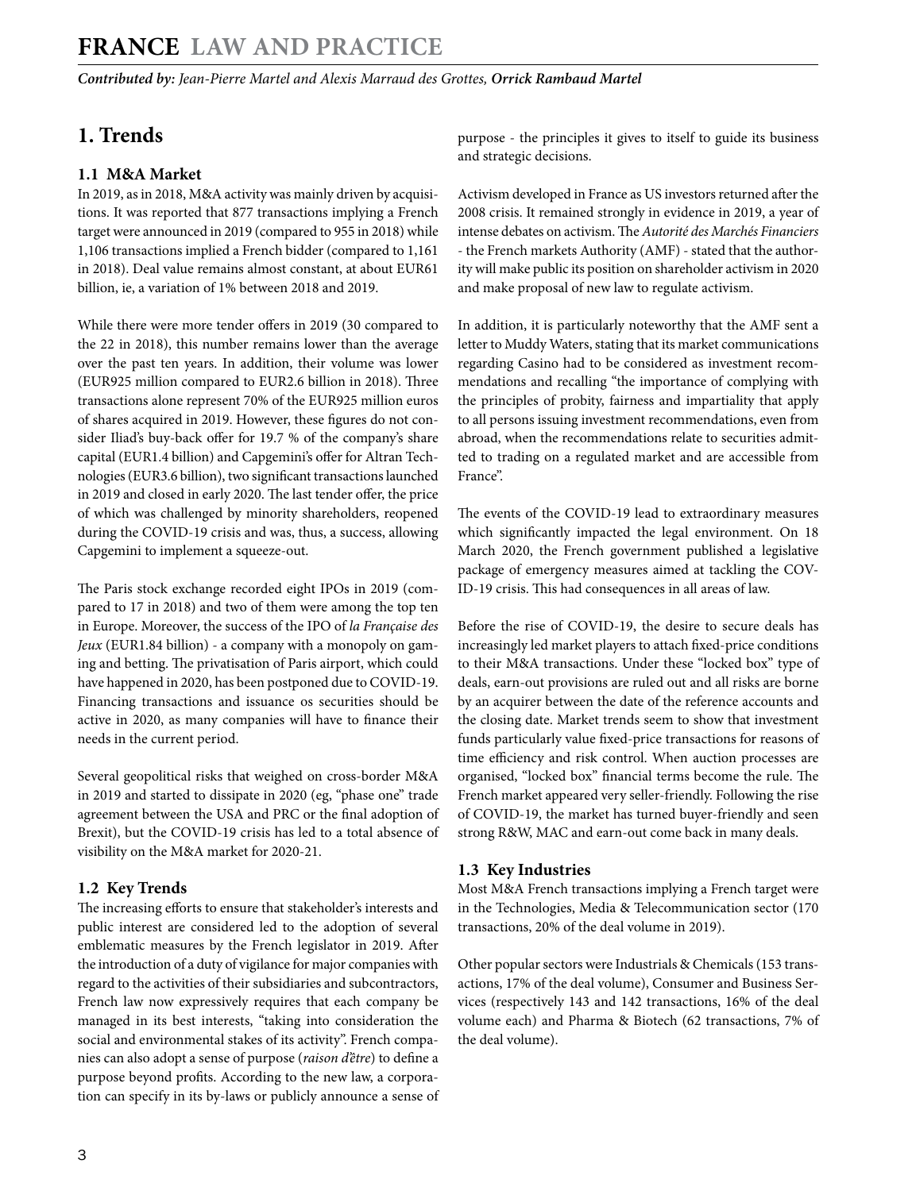# FRANCE LAW AND PRACTICE

*Contributed by: Jean-Pierre Martel and Alexis Marraud des Grottes, **Orrick Rambaud Martel***

## 1. Trends

### 1.1 M&A Market

In 2019, as in 2018, M&A activity was mainly driven by acquisitions. It was reported that 877 transactions implying a French target were announced in 2019 (compared to 955 in 2018) while 1,106 transactions implied a French bidder (compared to 1,161 in 2018). Deal value remains almost constant, at about EUR61 billion, ie, a variation of 1% between 2018 and 2019.

While there were more tender offers in 2019 (30 compared to the 22 in 2018), this number remains lower than the average over the past ten years. In addition, their volume was lower (EUR925 million compared to EUR2.6 billion in 2018). Three transactions alone represent 70% of the EUR925 million euros of shares acquired in 2019. However, these figures do not consider Iliad's buy-back offer for 19.7 % of the company's share capital (EUR1.4 billion) and Capgemini's offer for Altran Technologies (EUR3.6 billion), two significant transactions launched in 2019 and closed in early 2020. The last tender offer, the price of which was challenged by minority shareholders, reopened during the COVID-19 crisis and was, thus, a success, allowing Capgemini to implement a squeeze-out.

The Paris stock exchange recorded eight IPOs in 2019 (compared to 17 in 2018) and two of them were among the top ten in Europe. Moreover, the success of the IPO of *la Française des Jeux* (EUR1.84 billion) - a company with a monopoly on gaming and betting. The privatisation of Paris airport, which could have happened in 2020, has been postponed due to COVID-19. Financing transactions and issuance os securities should be active in 2020, as many companies will have to finance their needs in the current period.

Several geopolitical risks that weighed on cross-border M&A in 2019 and started to dissipate in 2020 (eg, "phase one" trade agreement between the USA and PRC or the final adoption of Brexit), but the COVID-19 crisis has led to a total absence of visibility on the M&A market for 2020-21.

### 1.2 Key Trends

The increasing efforts to ensure that stakeholder's interests and public interest are considered led to the adoption of several emblematic measures by the French legislator in 2019. After the introduction of a duty of vigilance for major companies with regard to the activities of their subsidiaries and subcontractors, French law now expressively requires that each company be managed in its best interests, "taking into consideration the social and environmental stakes of its activity". French companies can also adopt a sense of purpose (*raison d'être*) to define a purpose beyond profits. According to the new law, a corporation can specify in its by-laws or publicly announce a sense of purpose - the principles it gives to itself to guide its business and strategic decisions.

Activism developed in France as US investors returned after the 2008 crisis. It remained strongly in evidence in 2019, a year of intense debates on activism. The *Autorité des Marchés Financiers* - the French markets Authority (AMF) - stated that the authority will make public its position on shareholder activism in 2020 and make proposal of new law to regulate activism.

In addition, it is particularly noteworthy that the AMF sent a letter to Muddy Waters, stating that its market communications regarding Casino had to be considered as investment recommendations and recalling "the importance of complying with the principles of probity, fairness and impartiality that apply to all persons issuing investment recommendations, even from abroad, when the recommendations relate to securities admitted to trading on a regulated market and are accessible from France".

The events of the COVID-19 lead to extraordinary measures which significantly impacted the legal environment. On 18 March 2020, the French government published a legislative package of emergency measures aimed at tackling the COVID-19 crisis. This had consequences in all areas of law.

Before the rise of COVID-19, the desire to secure deals has increasingly led market players to attach fixed-price conditions to their M&A transactions. Under these "locked box" type of deals, earn-out provisions are ruled out and all risks are borne by an acquirer between the date of the reference accounts and the closing date. Market trends seem to show that investment funds particularly value fixed-price transactions for reasons of time efficiency and risk control. When auction processes are organised, "locked box" financial terms become the rule. The French market appeared very seller-friendly. Following the rise of COVID-19, the market has turned buyer-friendly and seen strong R&W, MAC and earn-out come back in many deals.

### 1.3 Key Industries

Most M&A French transactions implying a French target were in the Technologies, Media & Telecommunication sector (170 transactions, 20% of the deal volume in 2019).

Other popular sectors were Industrials & Chemicals (153 transactions, 17% of the deal volume), Consumer and Business Services (respectively 143 and 142 transactions, 16% of the deal volume each) and Pharma & Biotech (62 transactions, 7% of the deal volume).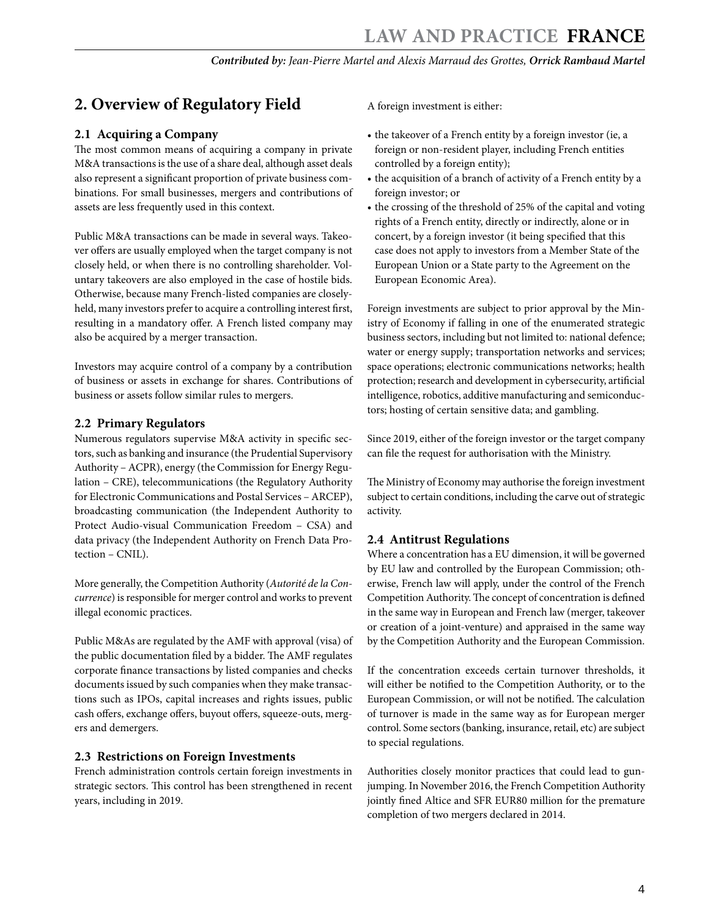## 2. Overview of Regulatory Field

### 2.1 Acquiring a Company

The most common means of acquiring a company in private M&A transactions is the use of a share deal, although asset deals also represent a significant proportion of private business combinations. For small businesses, mergers and contributions of assets are less frequently used in this context.

Public M&A transactions can be made in several ways. Takeover offers are usually employed when the target company is not closely held, or when there is no controlling shareholder. Voluntary takeovers are also employed in the case of hostile bids. Otherwise, because many French-listed companies are closely-held, many investors prefer to acquire a controlling interest first, resulting in a mandatory offer. A French listed company may also be acquired by a merger transaction.

Investors may acquire control of a company by a contribution of business or assets in exchange for shares. Contributions of business or assets follow similar rules to mergers.

### 2.2 Primary Regulators

Numerous regulators supervise M&A activity in specific sectors, such as banking and insurance (the Prudential Supervisory Authority – ACPR), energy (the Commission for Energy Regulation – CRE), telecommunications (the Regulatory Authority for Electronic Communications and Postal Services – ARCEP), broadcasting communication (the Independent Authority to Protect Audio-visual Communication Freedom – CSA) and data privacy (the Independent Authority on French Data Protection – CNIL).

More generally, the Competition Authority (*Autorité de la Concurrence*) is responsible for merger control and works to prevent illegal economic practices.

Public M&As are regulated by the AMF with approval (visa) of the public documentation filed by a bidder. The AMF regulates corporate finance transactions by listed companies and checks documents issued by such companies when they make transactions such as IPOs, capital increases and rights issues, public cash offers, exchange offers, buyout offers, squeeze-outs, mergers and demergers.

### 2.3 Restrictions on Foreign Investments

French administration controls certain foreign investments in strategic sectors. This control has been strengthened in recent years, including in 2019.

A foreign investment is either:

- the takeover of a French entity by a foreign investor (ie, a foreign or non-resident player, including French entities controlled by a foreign entity);
- the acquisition of a branch of activity of a French entity by a foreign investor; or
- the crossing of the threshold of 25% of the capital and voting rights of a French entity, directly or indirectly, alone or in concert, by a foreign investor (it being specified that this case does not apply to investors from a Member State of the European Union or a State party to the Agreement on the European Economic Area).

Foreign investments are subject to prior approval by the Ministry of Economy if falling in one of the enumerated strategic business sectors, including but not limited to: national defence; water or energy supply; transportation networks and services; space operations; electronic communications networks; health protection; research and development in cybersecurity, artificial intelligence, robotics, additive manufacturing and semiconductors; hosting of certain sensitive data; and gambling.

Since 2019, either of the foreign investor or the target company can file the request for authorisation with the Ministry.

The Ministry of Economy may authorise the foreign investment subject to certain conditions, including the carve out of strategic activity.

### 2.4 Antitrust Regulations

Where a concentration has a EU dimension, it will be governed by EU law and controlled by the European Commission; otherwise, French law will apply, under the control of the French Competition Authority. The concept of concentration is defined in the same way in European and French law (merger, takeover or creation of a joint-venture) and appraised in the same way by the Competition Authority and the European Commission.

If the concentration exceeds certain turnover thresholds, it will either be notified to the Competition Authority, or to the European Commission, or will not be notified. The calculation of turnover is made in the same way as for European merger control. Some sectors (banking, insurance, retail, etc) are subject to special regulations.

Authorities closely monitor practices that could lead to gun-jumping. In November 2016, the French Competition Authority jointly fined Altice and SFR EUR80 million for the premature completion of two mergers declared in 2014.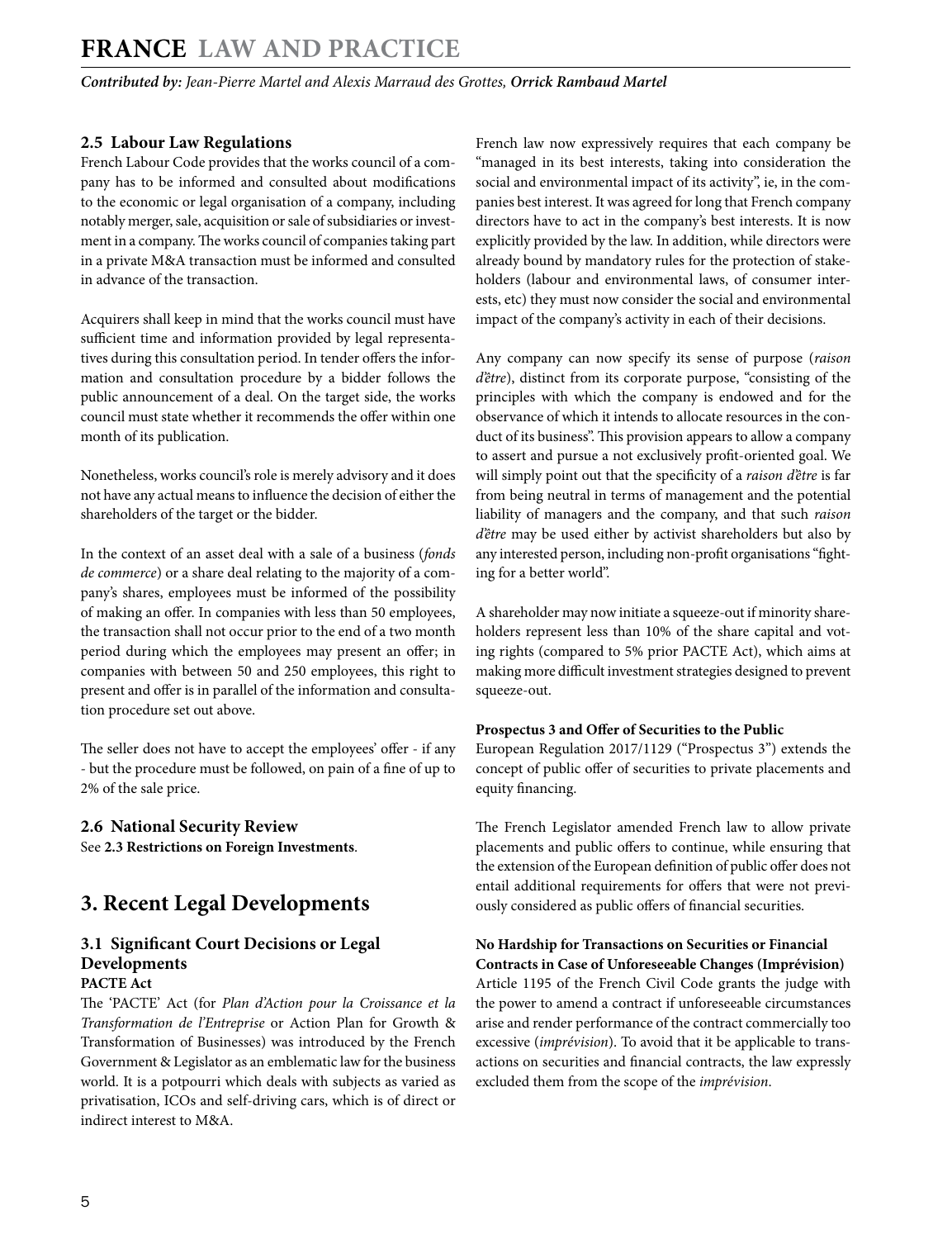### 2.5 Labour Law Regulations

French Labour Code provides that the works council of a company has to be informed and consulted about modifications to the economic or legal organisation of a company, including notably merger, sale, acquisition or sale of subsidiaries or investment in a company. The works council of companies taking part in a private M&A transaction must be informed and consulted in advance of the transaction.

Acquirers shall keep in mind that the works council must have sufficient time and information provided by legal representatives during this consultation period. In tender offers the information and consultation procedure by a bidder follows the public announcement of a deal. On the target side, the works council must state whether it recommends the offer within one month of its publication.

Nonetheless, works council's role is merely advisory and it does not have any actual means to influence the decision of either the shareholders of the target or the bidder.

In the context of an asset deal with a sale of a business (*fonds de commerce*) or a share deal relating to the majority of a company's shares, employees must be informed of the possibility of making an offer. In companies with less than 50 employees, the transaction shall not occur prior to the end of a two month period during which the employees may present an offer; in companies with between 50 and 250 employees, this right to present and offer is in parallel of the information and consultation procedure set out above.

The seller does not have to accept the employees' offer - if any - but the procedure must be followed, on pain of a fine of up to 2% of the sale price.

### 2.6 National Security Review

See **2.3 Restrictions on Foreign Investments**.

## 3. Recent Legal Developments

### 3.1 Significant Court Decisions or Legal Developments

**PACTE Act**

The 'PACTE' Act (for *Plan d'Action pour la Croissance et la Transformation de l'Entreprise* or Action Plan for Growth & Transformation of Businesses) was introduced by the French Government & Legislator as an emblematic law for the business world. It is a potpourri which deals with subjects as varied as privatisation, ICOs and self-driving cars, which is of direct or indirect interest to M&A.

French law now expressively requires that each company be "managed in its best interests, taking into consideration the social and environmental impact of its activity", ie, in the companies best interest. It was agreed for long that French company directors have to act in the company's best interests. It is now explicitly provided by the law. In addition, while directors were already bound by mandatory rules for the protection of stakeholders (labour and environmental laws, of consumer interests, etc) they must now consider the social and environmental impact of the company's activity in each of their decisions.

Any company can now specify its sense of purpose (*raison d'être*), distinct from its corporate purpose, "consisting of the principles with which the company is endowed and for the observance of which it intends to allocate resources in the conduct of its business". This provision appears to allow a company to assert and pursue a not exclusively profit-oriented goal. We will simply point out that the specificity of a *raison d'être* is far from being neutral in terms of management and the potential liability of managers and the company, and that such *raison d'être* may be used either by activist shareholders but also by any interested person, including non-profit organisations "fighting for a better world".

A shareholder may now initiate a squeeze-out if minority shareholders represent less than 10% of the share capital and voting rights (compared to 5% prior PACTE Act), which aims at making more difficult investment strategies designed to prevent squeeze-out.

**Prospectus 3 and Offer of Securities to the Public**

European Regulation 2017/1129 ("Prospectus 3") extends the concept of public offer of securities to private placements and equity financing.

The French Legislator amended French law to allow private placements and public offers to continue, while ensuring that the extension of the European definition of public offer does not entail additional requirements for offers that were not previously considered as public offers of financial securities.

**No Hardship for Transactions on Securities or Financial Contracts in Case of Unforeseeable Changes (Imprévision)**

Article 1195 of the French Civil Code grants the judge with the power to amend a contract if unforeseeable circumstances arise and render performance of the contract commercially too excessive (*imprévision*). To avoid that it be applicable to transactions on securities and financial contracts, the law expressly excluded them from the scope of the *imprévision*.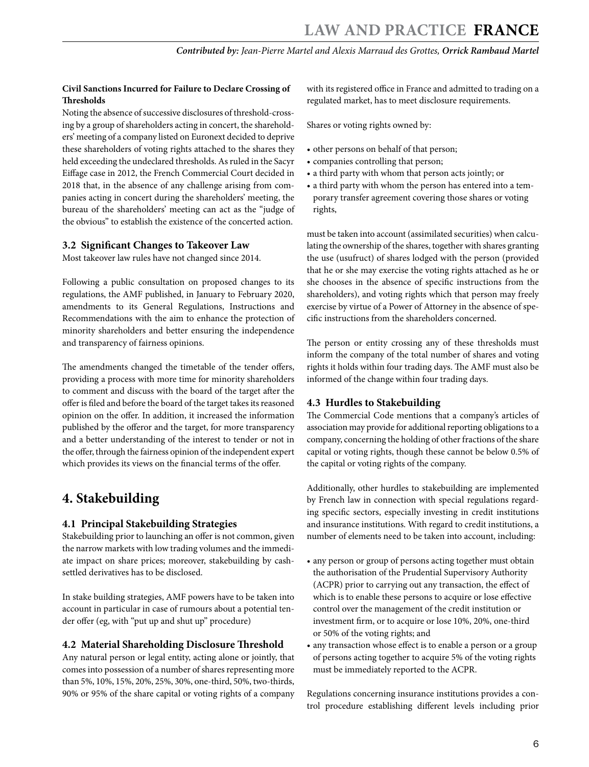**Civil Sanctions Incurred for Failure to Declare Crossing of Thresholds**

Noting the absence of successive disclosures of threshold-crossing by a group of shareholders acting in concert, the shareholders' meeting of a company listed on Euronext decided to deprive these shareholders of voting rights attached to the shares they held exceeding the undeclared thresholds. As ruled in the Sacyr Eiffage case in 2012, the French Commercial Court decided in 2018 that, in the absence of any challenge arising from companies acting in concert during the shareholders' meeting, the bureau of the shareholders' meeting can act as the "judge of the obvious" to establish the existence of the concerted action.

### 3.2 Significant Changes to Takeover Law

Most takeover law rules have not changed since 2014.

Following a public consultation on proposed changes to its regulations, the AMF published, in January to February 2020, amendments to its General Regulations, Instructions and Recommendations with the aim to enhance the protection of minority shareholders and better ensuring the independence and transparency of fairness opinions.

The amendments changed the timetable of the tender offers, providing a process with more time for minority shareholders to comment and discuss with the board of the target after the offer is filed and before the board of the target takes its reasoned opinion on the offer. In addition, it increased the information published by the offeror and the target, for more transparency and a better understanding of the interest to tender or not in the offer, through the fairness opinion of the independent expert which provides its views on the financial terms of the offer.

## 4. Stakebuilding

### 4.1 Principal Stakebuilding Strategies

Stakebuilding prior to launching an offer is not common, given the narrow markets with low trading volumes and the immediate impact on share prices; moreover, stakebuilding by cash-settled derivatives has to be disclosed.

In stake building strategies, AMF powers have to be taken into account in particular in case of rumours about a potential tender offer (eg, with "put up and shut up" procedure)

### 4.2 Material Shareholding Disclosure Threshold

Any natural person or legal entity, acting alone or jointly, that comes into possession of a number of shares representing more than 5%, 10%, 15%, 20%, 25%, 30%, one-third, 50%, two-thirds, 90% or 95% of the share capital or voting rights of a company with its registered office in France and admitted to trading on a regulated market, has to meet disclosure requirements.

Shares or voting rights owned by:

- other persons on behalf of that person;
- companies controlling that person;
- a third party with whom that person acts jointly; or
- a third party with whom the person has entered into a temporary transfer agreement covering those shares or voting rights,

must be taken into account (assimilated securities) when calculating the ownership of the shares, together with shares granting the use (usufruct) of shares lodged with the person (provided that he or she may exercise the voting rights attached as he or she chooses in the absence of specific instructions from the shareholders), and voting rights which that person may freely exercise by virtue of a Power of Attorney in the absence of specific instructions from the shareholders concerned.

The person or entity crossing any of these thresholds must inform the company of the total number of shares and voting rights it holds within four trading days. The AMF must also be informed of the change within four trading days.

### 4.3 Hurdles to Stakebuilding

The Commercial Code mentions that a company's articles of association may provide for additional reporting obligations to a company, concerning the holding of other fractions of the share capital or voting rights, though these cannot be below 0.5% of the capital or voting rights of the company.

Additionally, other hurdles to stakebuilding are implemented by French law in connection with special regulations regarding specific sectors, especially investing in credit institutions and insurance institutions. With regard to credit institutions, a number of elements need to be taken into account, including:

- any person or group of persons acting together must obtain the authorisation of the Prudential Supervisory Authority (ACPR) prior to carrying out any transaction, the effect of which is to enable these persons to acquire or lose effective control over the management of the credit institution or investment firm, or to acquire or lose 10%, 20%, one-third or 50% of the voting rights; and
- any transaction whose effect is to enable a person or a group of persons acting together to acquire 5% of the voting rights must be immediately reported to the ACPR.

Regulations concerning insurance institutions provides a control procedure establishing different levels including prior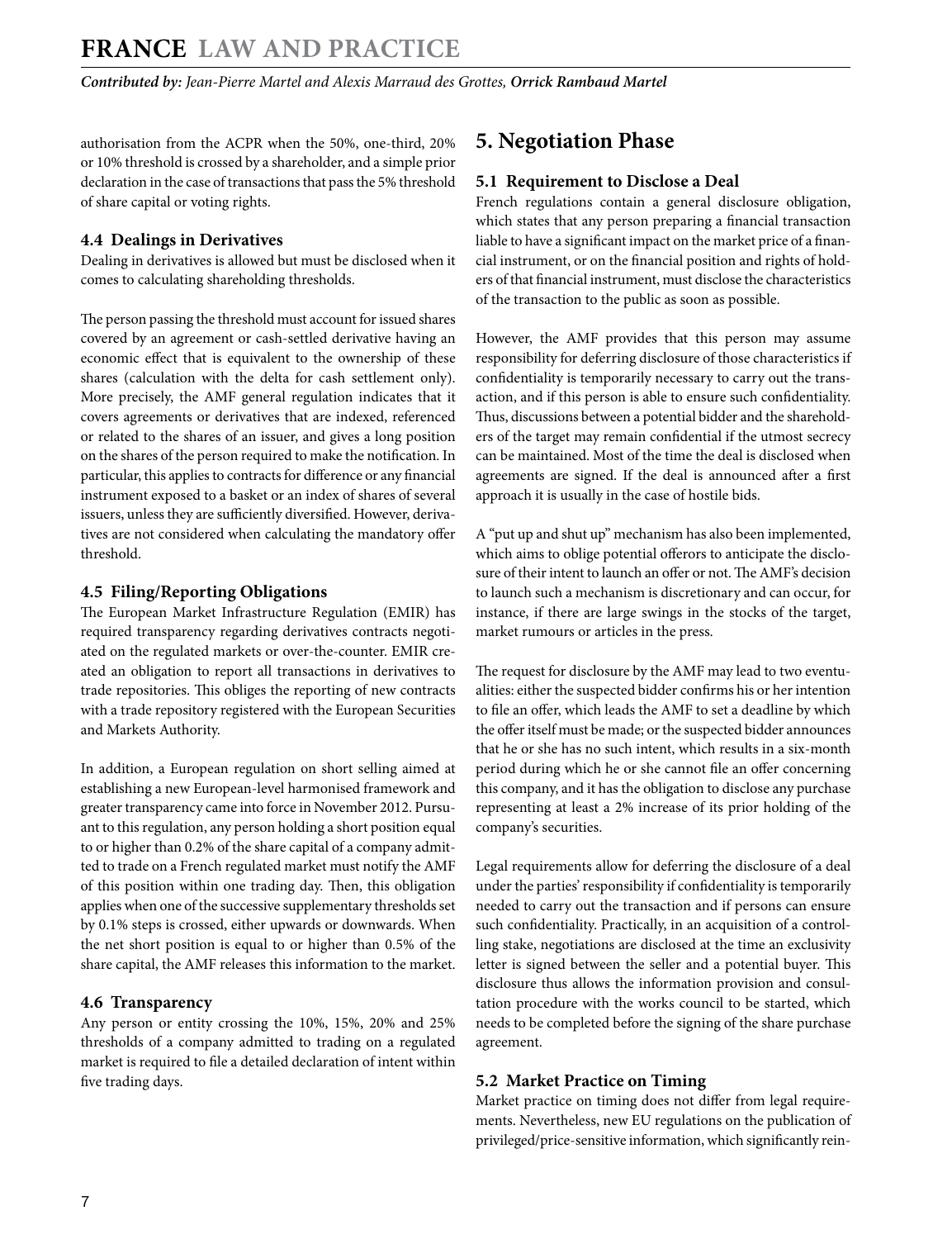authorisation from the ACPR when the 50%, one-third, 20% or 10% threshold is crossed by a shareholder, and a simple prior declaration in the case of transactions that pass the 5% threshold of share capital or voting rights.

### 4.4 Dealings in Derivatives

Dealing in derivatives is allowed but must be disclosed when it comes to calculating shareholding thresholds.

The person passing the threshold must account for issued shares covered by an agreement or cash-settled derivative having an economic effect that is equivalent to the ownership of these shares (calculation with the delta for cash settlement only). More precisely, the AMF general regulation indicates that it covers agreements or derivatives that are indexed, referenced or related to the shares of an issuer, and gives a long position on the shares of the person required to make the notification. In particular, this applies to contracts for difference or any financial instrument exposed to a basket or an index of shares of several issuers, unless they are sufficiently diversified. However, derivatives are not considered when calculating the mandatory offer threshold.

### 4.5 Filing/Reporting Obligations

The European Market Infrastructure Regulation (EMIR) has required transparency regarding derivatives contracts negotiated on the regulated markets or over-the-counter. EMIR created an obligation to report all transactions in derivatives to trade repositories. This obliges the reporting of new contracts with a trade repository registered with the European Securities and Markets Authority.

In addition, a European regulation on short selling aimed at establishing a new European-level harmonised framework and greater transparency came into force in November 2012. Pursuant to this regulation, any person holding a short position equal to or higher than 0.2% of the share capital of a company admitted to trade on a French regulated market must notify the AMF of this position within one trading day. Then, this obligation applies when one of the successive supplementary thresholds set by 0.1% steps is crossed, either upwards or downwards. When the net short position is equal to or higher than 0.5% of the share capital, the AMF releases this information to the market.

### 4.6 Transparency

Any person or entity crossing the 10%, 15%, 20% and 25% thresholds of a company admitted to trading on a regulated market is required to file a detailed declaration of intent within five trading days.

## 5. Negotiation Phase

### 5.1 Requirement to Disclose a Deal

French regulations contain a general disclosure obligation, which states that any person preparing a financial transaction liable to have a significant impact on the market price of a financial instrument, or on the financial position and rights of holders of that financial instrument, must disclose the characteristics of the transaction to the public as soon as possible.

However, the AMF provides that this person may assume responsibility for deferring disclosure of those characteristics if confidentiality is temporarily necessary to carry out the transaction, and if this person is able to ensure such confidentiality. Thus, discussions between a potential bidder and the shareholders of the target may remain confidential if the utmost secrecy can be maintained. Most of the time the deal is disclosed when agreements are signed. If the deal is announced after a first approach it is usually in the case of hostile bids.

A "put up and shut up" mechanism has also been implemented, which aims to oblige potential offerors to anticipate the disclosure of their intent to launch an offer or not. The AMF's decision to launch such a mechanism is discretionary and can occur, for instance, if there are large swings in the stocks of the target, market rumours or articles in the press.

The request for disclosure by the AMF may lead to two eventualities: either the suspected bidder confirms his or her intention to file an offer, which leads the AMF to set a deadline by which the offer itself must be made; or the suspected bidder announces that he or she has no such intent, which results in a six-month period during which he or she cannot file an offer concerning this company, and it has the obligation to disclose any purchase representing at least a 2% increase of its prior holding of the company's securities.

Legal requirements allow for deferring the disclosure of a deal under the parties' responsibility if confidentiality is temporarily needed to carry out the transaction and if persons can ensure such confidentiality. Practically, in an acquisition of a controlling stake, negotiations are disclosed at the time an exclusivity letter is signed between the seller and a potential buyer. This disclosure thus allows the information provision and consultation procedure with the works council to be started, which needs to be completed before the signing of the share purchase agreement.

### 5.2 Market Practice on Timing

Market practice on timing does not differ from legal requirements. Nevertheless, new EU regulations on the publication of privileged/price-sensitive information, which significantly rein-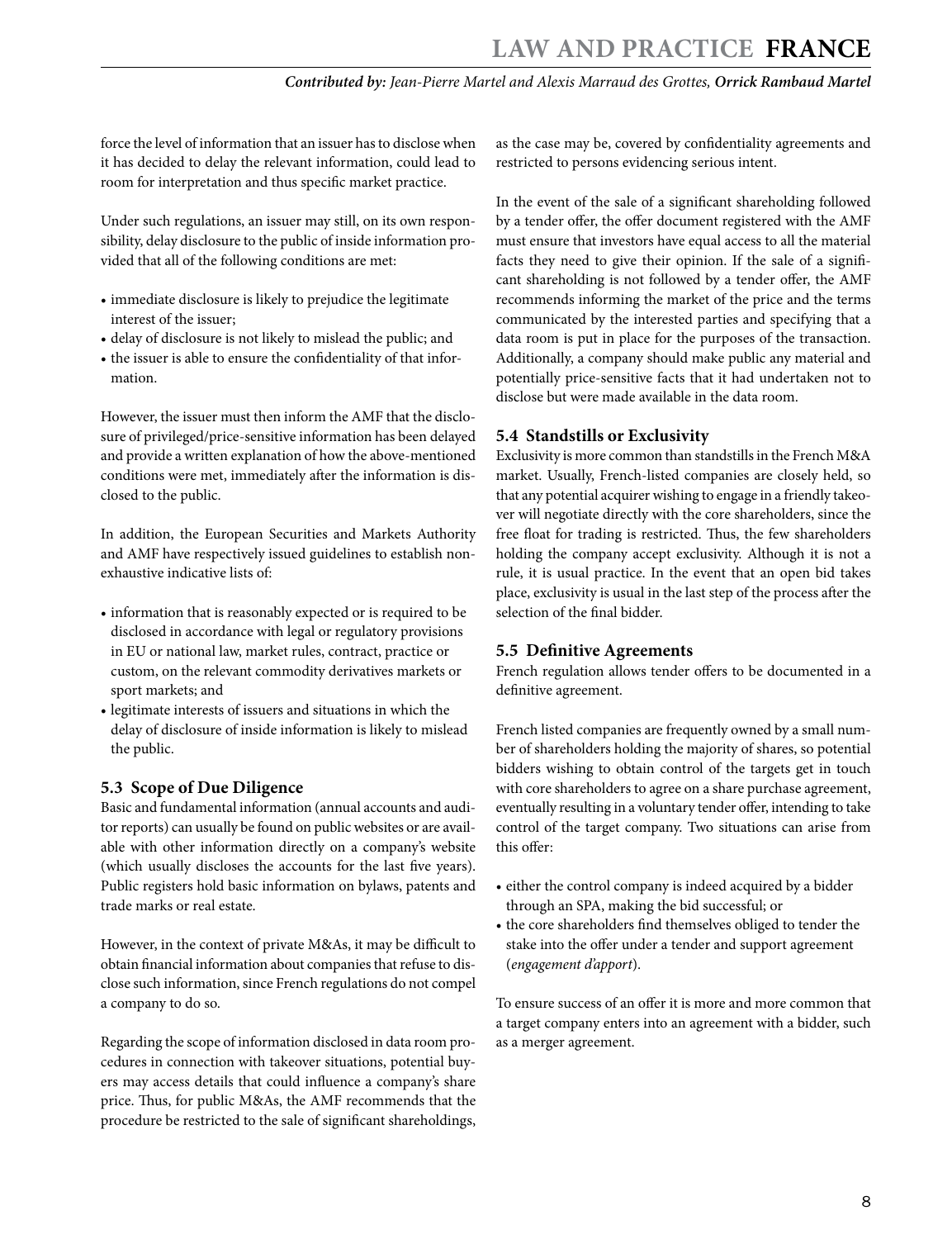force the level of information that an issuer has to disclose when it has decided to delay the relevant information, could lead to room for interpretation and thus specific market practice.

Under such regulations, an issuer may still, on its own responsibility, delay disclosure to the public of inside information provided that all of the following conditions are met:

- immediate disclosure is likely to prejudice the legitimate interest of the issuer;
- delay of disclosure is not likely to mislead the public; and
- the issuer is able to ensure the confidentiality of that information.

However, the issuer must then inform the AMF that the disclosure of privileged/price-sensitive information has been delayed and provide a written explanation of how the above-mentioned conditions were met, immediately after the information is disclosed to the public.

In addition, the European Securities and Markets Authority and AMF have respectively issued guidelines to establish non-exhaustive indicative lists of:

- information that is reasonably expected or is required to be disclosed in accordance with legal or regulatory provisions in EU or national law, market rules, contract, practice or custom, on the relevant commodity derivatives markets or sport markets; and
- legitimate interests of issuers and situations in which the delay of disclosure of inside information is likely to mislead the public.

### 5.3 Scope of Due Diligence

Basic and fundamental information (annual accounts and auditor reports) can usually be found on public websites or are available with other information directly on a company's website (which usually discloses the accounts for the last five years). Public registers hold basic information on bylaws, patents and trade marks or real estate.

However, in the context of private M&As, it may be difficult to obtain financial information about companies that refuse to disclose such information, since French regulations do not compel a company to do so.

Regarding the scope of information disclosed in data room procedures in connection with takeover situations, potential buyers may access details that could influence a company's share price. Thus, for public M&As, the AMF recommends that the procedure be restricted to the sale of significant shareholdings, as the case may be, covered by confidentiality agreements and restricted to persons evidencing serious intent.

In the event of the sale of a significant shareholding followed by a tender offer, the offer document registered with the AMF must ensure that investors have equal access to all the material facts they need to give their opinion. If the sale of a significant shareholding is not followed by a tender offer, the AMF recommends informing the market of the price and the terms communicated by the interested parties and specifying that a data room is put in place for the purposes of the transaction. Additionally, a company should make public any material and potentially price-sensitive facts that it had undertaken not to disclose but were made available in the data room.

### 5.4 Standstills or Exclusivity

Exclusivity is more common than standstills in the French M&A market. Usually, French-listed companies are closely held, so that any potential acquirer wishing to engage in a friendly takeover will negotiate directly with the core shareholders, since the free float for trading is restricted. Thus, the few shareholders holding the company accept exclusivity. Although it is not a rule, it is usual practice. In the event that an open bid takes place, exclusivity is usual in the last step of the process after the selection of the final bidder.

### 5.5 Definitive Agreements

French regulation allows tender offers to be documented in a definitive agreement.

French listed companies are frequently owned by a small number of shareholders holding the majority of shares, so potential bidders wishing to obtain control of the targets get in touch with core shareholders to agree on a share purchase agreement, eventually resulting in a voluntary tender offer, intending to take control of the target company. Two situations can arise from this offer:

- either the control company is indeed acquired by a bidder through an SPA, making the bid successful; or
- the core shareholders find themselves obliged to tender the stake into the offer under a tender and support agreement (*engagement d'apport*).

To ensure success of an offer it is more and more common that a target company enters into an agreement with a bidder, such as a merger agreement.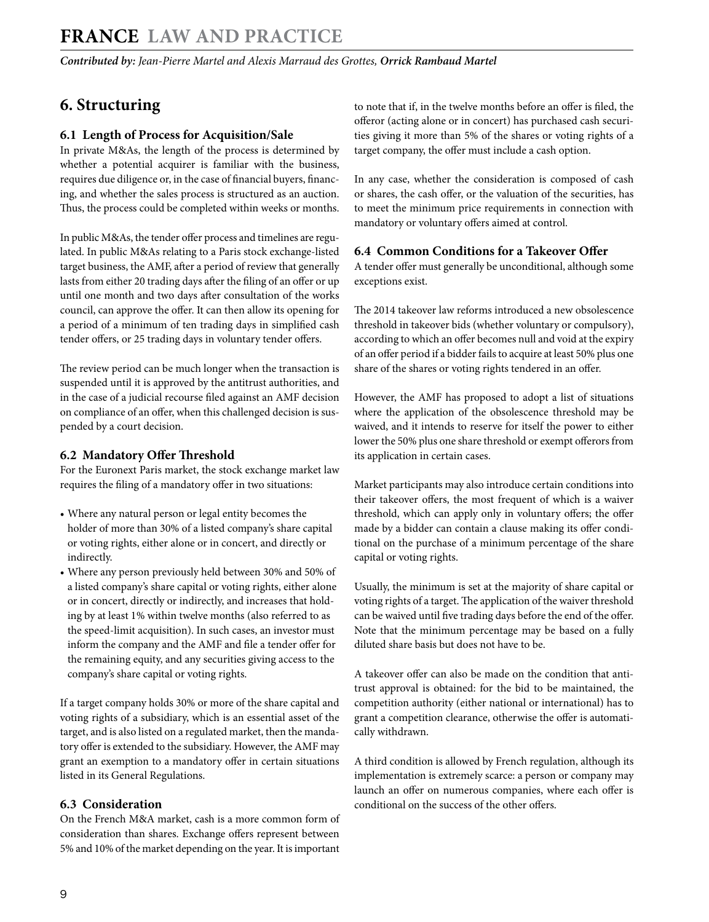# 6. Structuring

## 6.1 Length of Process for Acquisition/Sale

In private M&As, the length of the process is determined by whether a potential acquirer is familiar with the business, requires due diligence or, in the case of financial buyers, financing, and whether the sales process is structured as an auction. Thus, the process could be completed within weeks or months.

In public M&As, the tender offer process and timelines are regulated. In public M&As relating to a Paris stock exchange-listed target business, the AMF, after a period of review that generally lasts from either 20 trading days after the filing of an offer or up until one month and two days after consultation of the works council, can approve the offer. It can then allow its opening for a period of a minimum of ten trading days in simplified cash tender offers, or 25 trading days in voluntary tender offers.

The review period can be much longer when the transaction is suspended until it is approved by the antitrust authorities, and in the case of a judicial recourse filed against an AMF decision on compliance of an offer, when this challenged decision is suspended by a court decision.

## 6.2 Mandatory Offer Threshold

For the Euronext Paris market, the stock exchange market law requires the filing of a mandatory offer in two situations:

- Where any natural person or legal entity becomes the holder of more than 30% of a listed company's share capital or voting rights, either alone or in concert, and directly or indirectly.
- Where any person previously held between 30% and 50% of a listed company's share capital or voting rights, either alone or in concert, directly or indirectly, and increases that holding by at least 1% within twelve months (also referred to as the speed-limit acquisition). In such cases, an investor must inform the company and the AMF and file a tender offer for the remaining equity, and any securities giving access to the company's share capital or voting rights.

If a target company holds 30% or more of the share capital and voting rights of a subsidiary, which is an essential asset of the target, and is also listed on a regulated market, then the mandatory offer is extended to the subsidiary. However, the AMF may grant an exemption to a mandatory offer in certain situations listed in its General Regulations.

## 6.3 Consideration

On the French M&A market, cash is a more common form of consideration than shares. Exchange offers represent between 5% and 10% of the market depending on the year. It is important to note that if, in the twelve months before an offer is filed, the offeror (acting alone or in concert) has purchased cash securities giving it more than 5% of the shares or voting rights of a target company, the offer must include a cash option.

In any case, whether the consideration is composed of cash or shares, the cash offer, or the valuation of the securities, has to meet the minimum price requirements in connection with mandatory or voluntary offers aimed at control.

## 6.4 Common Conditions for a Takeover Offer

A tender offer must generally be unconditional, although some exceptions exist.

The 2014 takeover law reforms introduced a new obsolescence threshold in takeover bids (whether voluntary or compulsory), according to which an offer becomes null and void at the expiry of an offer period if a bidder fails to acquire at least 50% plus one share of the shares or voting rights tendered in an offer.

However, the AMF has proposed to adopt a list of situations where the application of the obsolescence threshold may be waived, and it intends to reserve for itself the power to either lower the 50% plus one share threshold or exempt offerors from its application in certain cases.

Market participants may also introduce certain conditions into their takeover offers, the most frequent of which is a waiver threshold, which can apply only in voluntary offers; the offer made by a bidder can contain a clause making its offer conditional on the purchase of a minimum percentage of the share capital or voting rights.

Usually, the minimum is set at the majority of share capital or voting rights of a target. The application of the waiver threshold can be waived until five trading days before the end of the offer. Note that the minimum percentage may be based on a fully diluted share basis but does not have to be.

A takeover offer can also be made on the condition that antitrust approval is obtained: for the bid to be maintained, the competition authority (either national or international) has to grant a competition clearance, otherwise the offer is automatically withdrawn.

A third condition is allowed by French regulation, although its implementation is extremely scarce: a person or company may launch an offer on numerous companies, where each offer is conditional on the success of the other offers.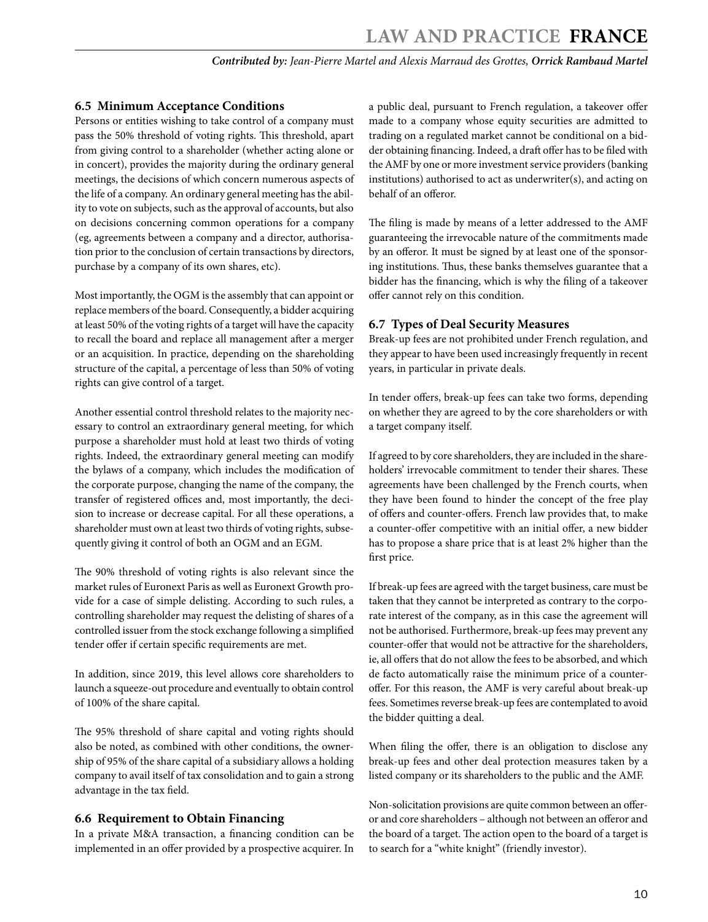### 6.5 Minimum Acceptance Conditions

Persons or entities wishing to take control of a company must pass the 50% threshold of voting rights. This threshold, apart from giving control to a shareholder (whether acting alone or in concert), provides the majority during the ordinary general meetings, the decisions of which concern numerous aspects of the life of a company. An ordinary general meeting has the ability to vote on subjects, such as the approval of accounts, but also on decisions concerning common operations for a company (eg, agreements between a company and a director, authorisation prior to the conclusion of certain transactions by directors, purchase by a company of its own shares, etc).

Most importantly, the OGM is the assembly that can appoint or replace members of the board. Consequently, a bidder acquiring at least 50% of the voting rights of a target will have the capacity to recall the board and replace all management after a merger or an acquisition. In practice, depending on the shareholding structure of the capital, a percentage of less than 50% of voting rights can give control of a target.

Another essential control threshold relates to the majority necessary to control an extraordinary general meeting, for which purpose a shareholder must hold at least two thirds of voting rights. Indeed, the extraordinary general meeting can modify the bylaws of a company, which includes the modification of the corporate purpose, changing the name of the company, the transfer of registered offices and, most importantly, the decision to increase or decrease capital. For all these operations, a shareholder must own at least two thirds of voting rights, subsequently giving it control of both an OGM and an EGM.

The 90% threshold of voting rights is also relevant since the market rules of Euronext Paris as well as Euronext Growth provide for a case of simple delisting. According to such rules, a controlling shareholder may request the delisting of shares of a controlled issuer from the stock exchange following a simplified tender offer if certain specific requirements are met.

In addition, since 2019, this level allows core shareholders to launch a squeeze-out procedure and eventually to obtain control of 100% of the share capital.

The 95% threshold of share capital and voting rights should also be noted, as combined with other conditions, the ownership of 95% of the share capital of a subsidiary allows a holding company to avail itself of tax consolidation and to gain a strong advantage in the tax field.

### 6.6 Requirement to Obtain Financing

In a private M&A transaction, a financing condition can be implemented in an offer provided by a prospective acquirer. In a public deal, pursuant to French regulation, a takeover offer made to a company whose equity securities are admitted to trading on a regulated market cannot be conditional on a bidder obtaining financing. Indeed, a draft offer has to be filed with the AMF by one or more investment service providers (banking institutions) authorised to act as underwriter(s), and acting on behalf of an offeror.

The filing is made by means of a letter addressed to the AMF guaranteeing the irrevocable nature of the commitments made by an offeror. It must be signed by at least one of the sponsoring institutions. Thus, these banks themselves guarantee that a bidder has the financing, which is why the filing of a takeover offer cannot rely on this condition.

### 6.7 Types of Deal Security Measures

Break-up fees are not prohibited under French regulation, and they appear to have been used increasingly frequently in recent years, in particular in private deals.

In tender offers, break-up fees can take two forms, depending on whether they are agreed to by the core shareholders or with a target company itself.

If agreed to by core shareholders, they are included in the shareholders' irrevocable commitment to tender their shares. These agreements have been challenged by the French courts, when they have been found to hinder the concept of the free play of offers and counter-offers. French law provides that, to make a counter-offer competitive with an initial offer, a new bidder has to propose a share price that is at least 2% higher than the first price.

If break-up fees are agreed with the target business, care must be taken that they cannot be interpreted as contrary to the corporate interest of the company, as in this case the agreement will not be authorised. Furthermore, break-up fees may prevent any counter-offer that would not be attractive for the shareholders, ie, all offers that do not allow the fees to be absorbed, and which de facto automatically raise the minimum price of a counter-offer. For this reason, the AMF is very careful about break-up fees. Sometimes reverse break-up fees are contemplated to avoid the bidder quitting a deal.

When filing the offer, there is an obligation to disclose any break-up fees and other deal protection measures taken by a listed company or its shareholders to the public and the AMF.

Non-solicitation provisions are quite common between an offeror and core shareholders – although not between an offeror and the board of a target. The action open to the board of a target is to search for a "white knight" (friendly investor).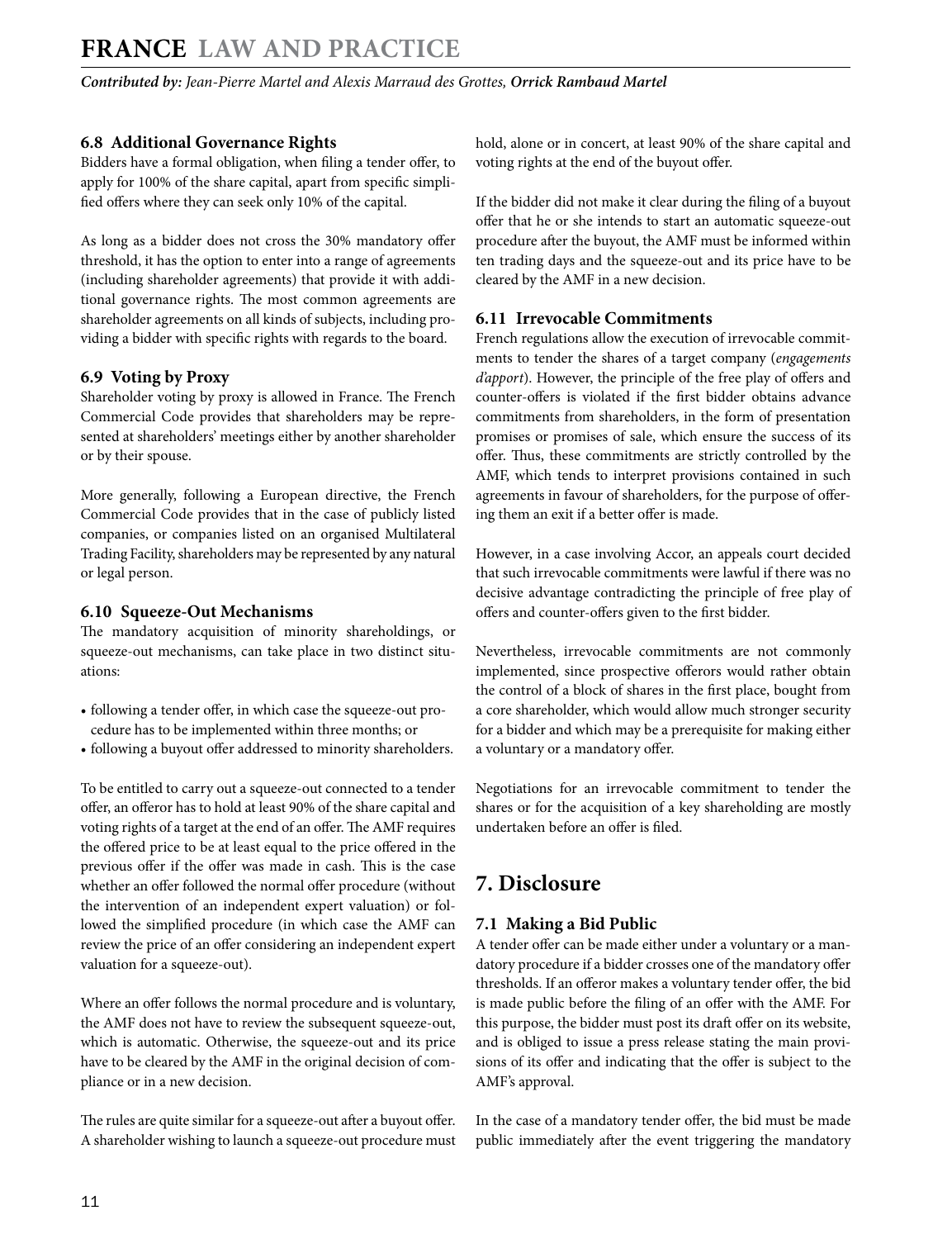### 6.8 Additional Governance Rights

Bidders have a formal obligation, when filing a tender offer, to apply for 100% of the share capital, apart from specific simplified offers where they can seek only 10% of the capital.

As long as a bidder does not cross the 30% mandatory offer threshold, it has the option to enter into a range of agreements (including shareholder agreements) that provide it with additional governance rights. The most common agreements are shareholder agreements on all kinds of subjects, including providing a bidder with specific rights with regards to the board.

### 6.9 Voting by Proxy

Shareholder voting by proxy is allowed in France. The French Commercial Code provides that shareholders may be represented at shareholders' meetings either by another shareholder or by their spouse.

More generally, following a European directive, the French Commercial Code provides that in the case of publicly listed companies, or companies listed on an organised Multilateral Trading Facility, shareholders may be represented by any natural or legal person.

### 6.10 Squeeze-Out Mechanisms

The mandatory acquisition of minority shareholdings, or squeeze-out mechanisms, can take place in two distinct situations:

- following a tender offer, in which case the squeeze-out procedure has to be implemented within three months; or
- following a buyout offer addressed to minority shareholders.

To be entitled to carry out a squeeze-out connected to a tender offer, an offeror has to hold at least 90% of the share capital and voting rights of a target at the end of an offer. The AMF requires the offered price to be at least equal to the price offered in the previous offer if the offer was made in cash. This is the case whether an offer followed the normal offer procedure (without the intervention of an independent expert valuation) or followed the simplified procedure (in which case the AMF can review the price of an offer considering an independent expert valuation for a squeeze-out).

Where an offer follows the normal procedure and is voluntary, the AMF does not have to review the subsequent squeeze-out, which is automatic. Otherwise, the squeeze-out and its price have to be cleared by the AMF in the original decision of compliance or in a new decision.

The rules are quite similar for a squeeze-out after a buyout offer. A shareholder wishing to launch a squeeze-out procedure must hold, alone or in concert, at least 90% of the share capital and voting rights at the end of the buyout offer.

If the bidder did not make it clear during the filing of a buyout offer that he or she intends to start an automatic squeeze-out procedure after the buyout, the AMF must be informed within ten trading days and the squeeze-out and its price have to be cleared by the AMF in a new decision.

### 6.11 Irrevocable Commitments

French regulations allow the execution of irrevocable commitments to tender the shares of a target company (*engagements d'apport*). However, the principle of the free play of offers and counter-offers is violated if the first bidder obtains advance commitments from shareholders, in the form of presentation promises or promises of sale, which ensure the success of its offer. Thus, these commitments are strictly controlled by the AMF, which tends to interpret provisions contained in such agreements in favour of shareholders, for the purpose of offering them an exit if a better offer is made.

However, in a case involving Accor, an appeals court decided that such irrevocable commitments were lawful if there was no decisive advantage contradicting the principle of free play of offers and counter-offers given to the first bidder.

Nevertheless, irrevocable commitments are not commonly implemented, since prospective offerors would rather obtain the control of a block of shares in the first place, bought from a core shareholder, which would allow much stronger security for a bidder and which may be a prerequisite for making either a voluntary or a mandatory offer.

Negotiations for an irrevocable commitment to tender the shares or for the acquisition of a key shareholding are mostly undertaken before an offer is filed.

## 7. Disclosure

### 7.1 Making a Bid Public

A tender offer can be made either under a voluntary or a mandatory procedure if a bidder crosses one of the mandatory offer thresholds. If an offeror makes a voluntary tender offer, the bid is made public before the filing of an offer with the AMF. For this purpose, the bidder must post its draft offer on its website, and is obliged to issue a press release stating the main provisions of its offer and indicating that the offer is subject to the AMF's approval.

In the case of a mandatory tender offer, the bid must be made public immediately after the event triggering the mandatory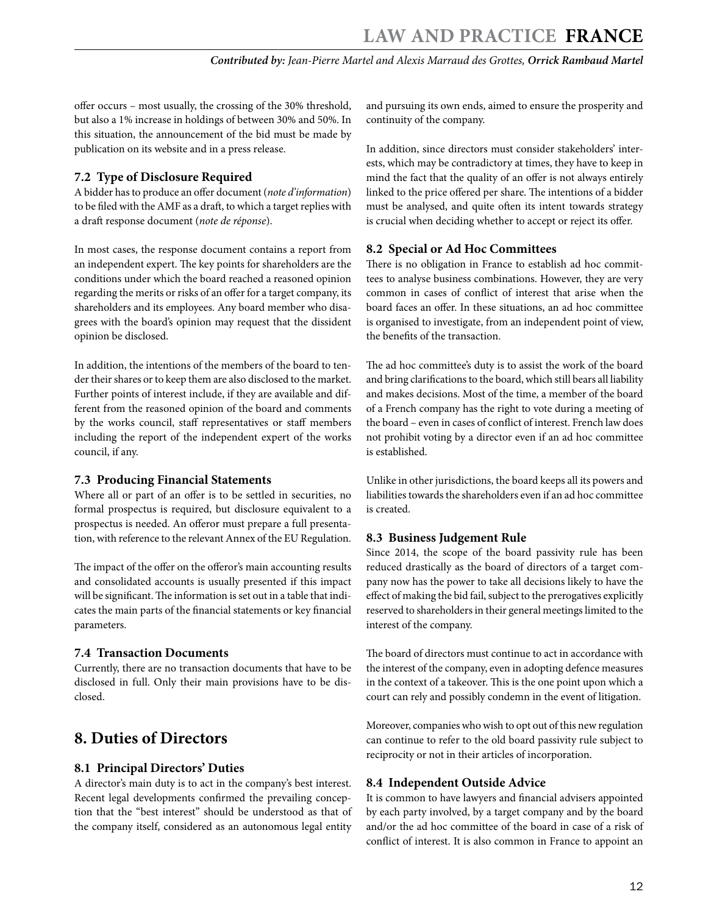offer occurs – most usually, the crossing of the 30% threshold, but also a 1% increase in holdings of between 30% and 50%. In this situation, the announcement of the bid must be made by publication on its website and in a press release.

### 7.2 Type of Disclosure Required

A bidder has to produce an offer document (*note d'information*) to be filed with the AMF as a draft, to which a target replies with a draft response document (*note de réponse*).

In most cases, the response document contains a report from an independent expert. The key points for shareholders are the conditions under which the board reached a reasoned opinion regarding the merits or risks of an offer for a target company, its shareholders and its employees. Any board member who disagrees with the board's opinion may request that the dissident opinion be disclosed.

In addition, the intentions of the members of the board to tender their shares or to keep them are also disclosed to the market. Further points of interest include, if they are available and different from the reasoned opinion of the board and comments by the works council, staff representatives or staff members including the report of the independent expert of the works council, if any.

### 7.3 Producing Financial Statements

Where all or part of an offer is to be settled in securities, no formal prospectus is required, but disclosure equivalent to a prospectus is needed. An offeror must prepare a full presentation, with reference to the relevant Annex of the EU Regulation.

The impact of the offer on the offeror's main accounting results and consolidated accounts is usually presented if this impact will be significant. The information is set out in a table that indicates the main parts of the financial statements or key financial parameters.

### 7.4 Transaction Documents

Currently, there are no transaction documents that have to be disclosed in full. Only their main provisions have to be disclosed.

## 8. Duties of Directors

### 8.1 Principal Directors' Duties

A director's main duty is to act in the company's best interest. Recent legal developments confirmed the prevailing conception that the "best interest" should be understood as that of the company itself, considered as an autonomous legal entity and pursuing its own ends, aimed to ensure the prosperity and continuity of the company.

In addition, since directors must consider stakeholders' interests, which may be contradictory at times, they have to keep in mind the fact that the quality of an offer is not always entirely linked to the price offered per share. The intentions of a bidder must be analysed, and quite often its intent towards strategy is crucial when deciding whether to accept or reject its offer.

### 8.2 Special or Ad Hoc Committees

There is no obligation in France to establish ad hoc committees to analyse business combinations. However, they are very common in cases of conflict of interest that arise when the board faces an offer. In these situations, an ad hoc committee is organised to investigate, from an independent point of view, the benefits of the transaction.

The ad hoc committee's duty is to assist the work of the board and bring clarifications to the board, which still bears all liability and makes decisions. Most of the time, a member of the board of a French company has the right to vote during a meeting of the board – even in cases of conflict of interest. French law does not prohibit voting by a director even if an ad hoc committee is established.

Unlike in other jurisdictions, the board keeps all its powers and liabilities towards the shareholders even if an ad hoc committee is created.

### 8.3 Business Judgement Rule

Since 2014, the scope of the board passivity rule has been reduced drastically as the board of directors of a target company now has the power to take all decisions likely to have the effect of making the bid fail, subject to the prerogatives explicitly reserved to shareholders in their general meetings limited to the interest of the company.

The board of directors must continue to act in accordance with the interest of the company, even in adopting defence measures in the context of a takeover. This is the one point upon which a court can rely and possibly condemn in the event of litigation.

Moreover, companies who wish to opt out of this new regulation can continue to refer to the old board passivity rule subject to reciprocity or not in their articles of incorporation.

### 8.4 Independent Outside Advice

It is common to have lawyers and financial advisers appointed by each party involved, by a target company and by the board and/or the ad hoc committee of the board in case of a risk of conflict of interest. It is also common in France to appoint an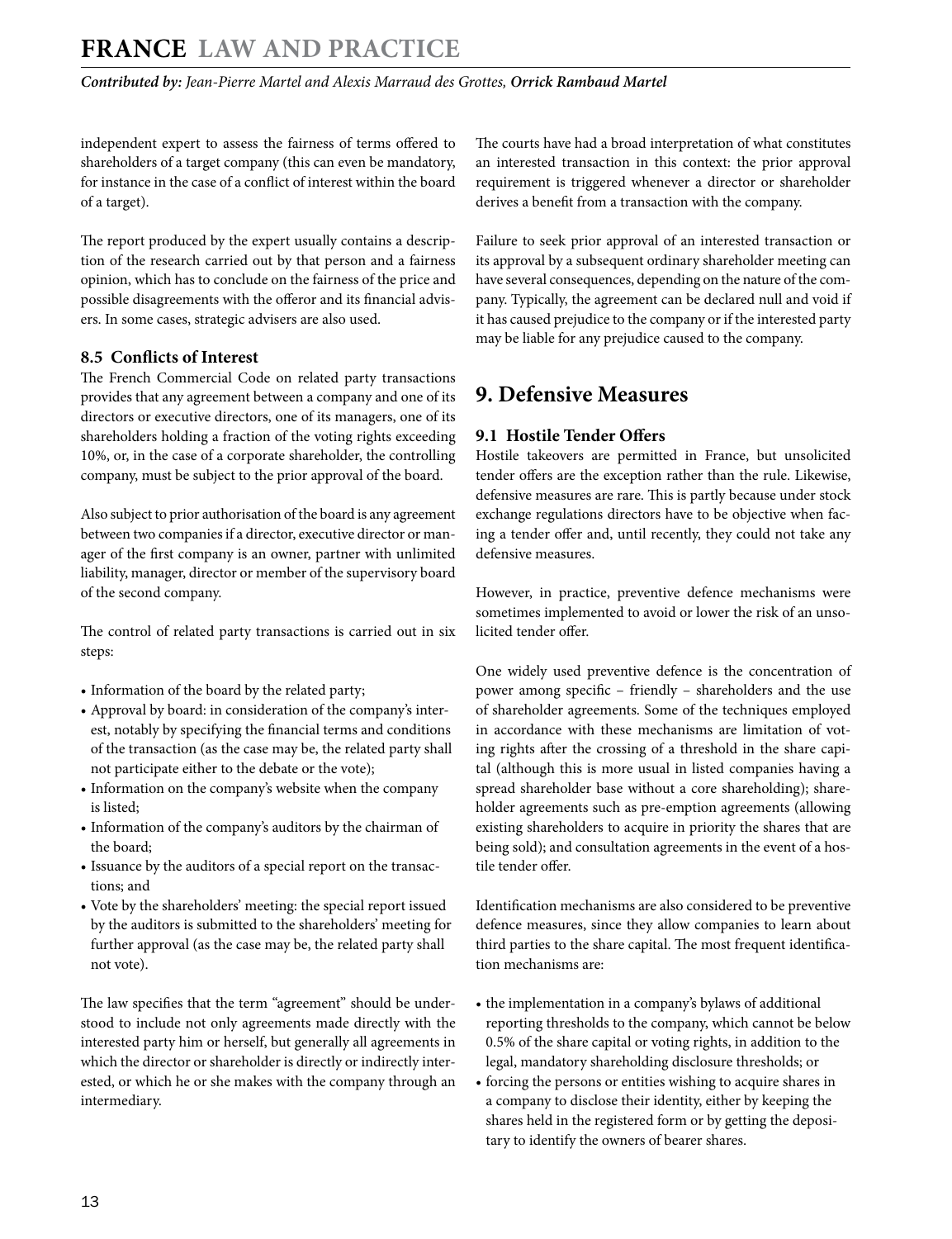independent expert to assess the fairness of terms offered to shareholders of a target company (this can even be mandatory, for instance in the case of a conflict of interest within the board of a target).

The report produced by the expert usually contains a description of the research carried out by that person and a fairness opinion, which has to conclude on the fairness of the price and possible disagreements with the offeror and its financial advisers. In some cases, strategic advisers are also used.

### 8.5 Conflicts of Interest

The French Commercial Code on related party transactions provides that any agreement between a company and one of its directors or executive directors, one of its managers, one of its shareholders holding a fraction of the voting rights exceeding 10%, or, in the case of a corporate shareholder, the controlling company, must be subject to the prior approval of the board.

Also subject to prior authorisation of the board is any agreement between two companies if a director, executive director or manager of the first company is an owner, partner with unlimited liability, manager, director or member of the supervisory board of the second company.

The control of related party transactions is carried out in six steps:

- Information of the board by the related party;
- Approval by board: in consideration of the company's interest, notably by specifying the financial terms and conditions of the transaction (as the case may be, the related party shall not participate either to the debate or the vote);
- Information on the company's website when the company is listed;
- Information of the company's auditors by the chairman of the board;
- Issuance by the auditors of a special report on the transactions; and
- Vote by the shareholders' meeting: the special report issued by the auditors is submitted to the shareholders' meeting for further approval (as the case may be, the related party shall not vote).

The law specifies that the term "agreement" should be understood to include not only agreements made directly with the interested party him or herself, but generally all agreements in which the director or shareholder is directly or indirectly interested, or which he or she makes with the company through an intermediary.

The courts have had a broad interpretation of what constitutes an interested transaction in this context: the prior approval requirement is triggered whenever a director or shareholder derives a benefit from a transaction with the company.

Failure to seek prior approval of an interested transaction or its approval by a subsequent ordinary shareholder meeting can have several consequences, depending on the nature of the company. Typically, the agreement can be declared null and void if it has caused prejudice to the company or if the interested party may be liable for any prejudice caused to the company.

## 9. Defensive Measures

### 9.1 Hostile Tender Offers

Hostile takeovers are permitted in France, but unsolicited tender offers are the exception rather than the rule. Likewise, defensive measures are rare. This is partly because under stock exchange regulations directors have to be objective when facing a tender offer and, until recently, they could not take any defensive measures.

However, in practice, preventive defence mechanisms were sometimes implemented to avoid or lower the risk of an unsolicited tender offer.

One widely used preventive defence is the concentration of power among specific – friendly – shareholders and the use of shareholder agreements. Some of the techniques employed in accordance with these mechanisms are limitation of voting rights after the crossing of a threshold in the share capital (although this is more usual in listed companies having a spread shareholder base without a core shareholding); shareholder agreements such as pre-emption agreements (allowing existing shareholders to acquire in priority the shares that are being sold); and consultation agreements in the event of a hostile tender offer.

Identification mechanisms are also considered to be preventive defence measures, since they allow companies to learn about third parties to the share capital. The most frequent identification mechanisms are:

- the implementation in a company's bylaws of additional reporting thresholds to the company, which cannot be below 0.5% of the share capital or voting rights, in addition to the legal, mandatory shareholding disclosure thresholds; or
- forcing the persons or entities wishing to acquire shares in a company to disclose their identity, either by keeping the shares held in the registered form or by getting the depositary to identify the owners of bearer shares.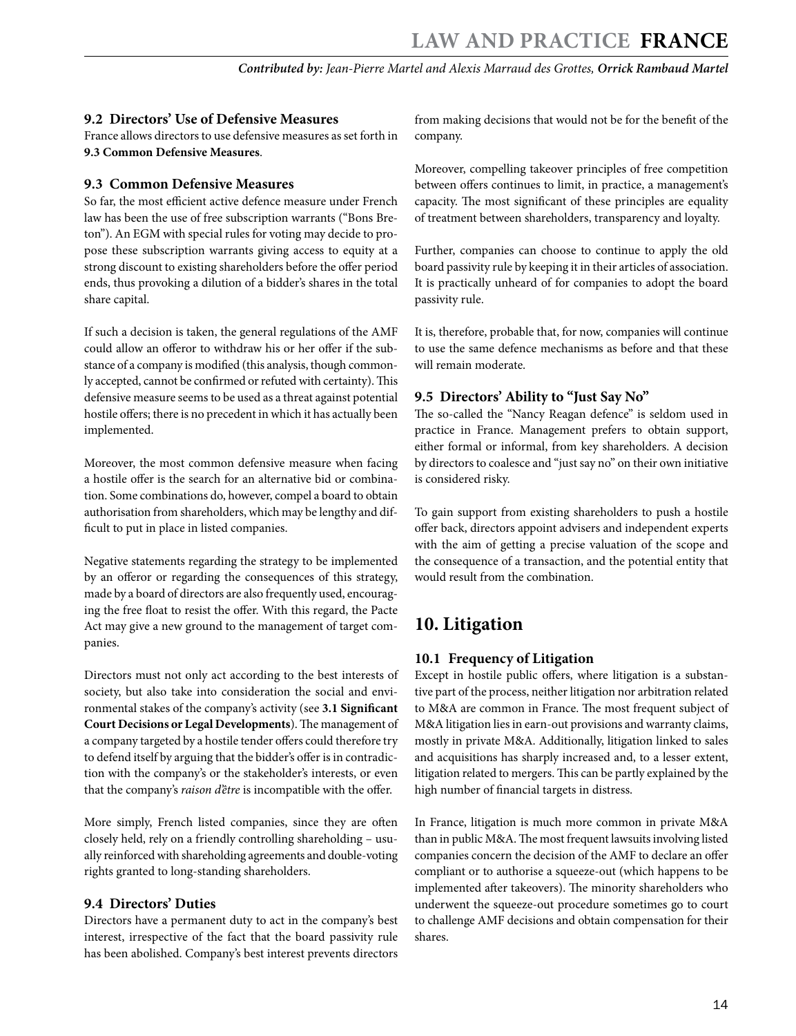### 9.2 Directors' Use of Defensive Measures

France allows directors to use defensive measures as set forth in **9.3 Common Defensive Measures**.

### 9.3 Common Defensive Measures

So far, the most efficient active defence measure under French law has been the use of free subscription warrants ("Bons Breton"). An EGM with special rules for voting may decide to propose these subscription warrants giving access to equity at a strong discount to existing shareholders before the offer period ends, thus provoking a dilution of a bidder's shares in the total share capital.

If such a decision is taken, the general regulations of the AMF could allow an offeror to withdraw his or her offer if the substance of a company is modified (this analysis, though commonly accepted, cannot be confirmed or refuted with certainty). This defensive measure seems to be used as a threat against potential hostile offers; there is no precedent in which it has actually been implemented.

Moreover, the most common defensive measure when facing a hostile offer is the search for an alternative bid or combination. Some combinations do, however, compel a board to obtain authorisation from shareholders, which may be lengthy and difficult to put in place in listed companies.

Negative statements regarding the strategy to be implemented by an offeror or regarding the consequences of this strategy, made by a board of directors are also frequently used, encouraging the free float to resist the offer. With this regard, the Pacte Act may give a new ground to the management of target companies.

Directors must not only act according to the best interests of society, but also take into consideration the social and environmental stakes of the company's activity (see **3.1 Significant Court Decisions or Legal Developments**). The management of a company targeted by a hostile tender offers could therefore try to defend itself by arguing that the bidder's offer is in contradiction with the company's or the stakeholder's interests, or even that the company's *raison d'être* is incompatible with the offer.

More simply, French listed companies, since they are often closely held, rely on a friendly controlling shareholding – usually reinforced with shareholding agreements and double-voting rights granted to long-standing shareholders.

### 9.4 Directors' Duties

Directors have a permanent duty to act in the company's best interest, irrespective of the fact that the board passivity rule has been abolished. Company's best interest prevents directors from making decisions that would not be for the benefit of the company.

Moreover, compelling takeover principles of free competition between offers continues to limit, in practice, a management's capacity. The most significant of these principles are equality of treatment between shareholders, transparency and loyalty.

Further, companies can choose to continue to apply the old board passivity rule by keeping it in their articles of association. It is practically unheard of for companies to adopt the board passivity rule.

It is, therefore, probable that, for now, companies will continue to use the same defence mechanisms as before and that these will remain moderate.

### 9.5 Directors' Ability to "Just Say No"

The so-called the "Nancy Reagan defence" is seldom used in practice in France. Management prefers to obtain support, either formal or informal, from key shareholders. A decision by directors to coalesce and "just say no" on their own initiative is considered risky.

To gain support from existing shareholders to push a hostile offer back, directors appoint advisers and independent experts with the aim of getting a precise valuation of the scope and the consequence of a transaction, and the potential entity that would result from the combination.

## 10. Litigation

### 10.1 Frequency of Litigation

Except in hostile public offers, where litigation is a substantive part of the process, neither litigation nor arbitration related to M&A are common in France. The most frequent subject of M&A litigation lies in earn-out provisions and warranty claims, mostly in private M&A. Additionally, litigation linked to sales and acquisitions has sharply increased and, to a lesser extent, litigation related to mergers. This can be partly explained by the high number of financial targets in distress.

In France, litigation is much more common in private M&A than in public M&A. The most frequent lawsuits involving listed companies concern the decision of the AMF to declare an offer compliant or to authorise a squeeze-out (which happens to be implemented after takeovers). The minority shareholders who underwent the squeeze-out procedure sometimes go to court to challenge AMF decisions and obtain compensation for their shares.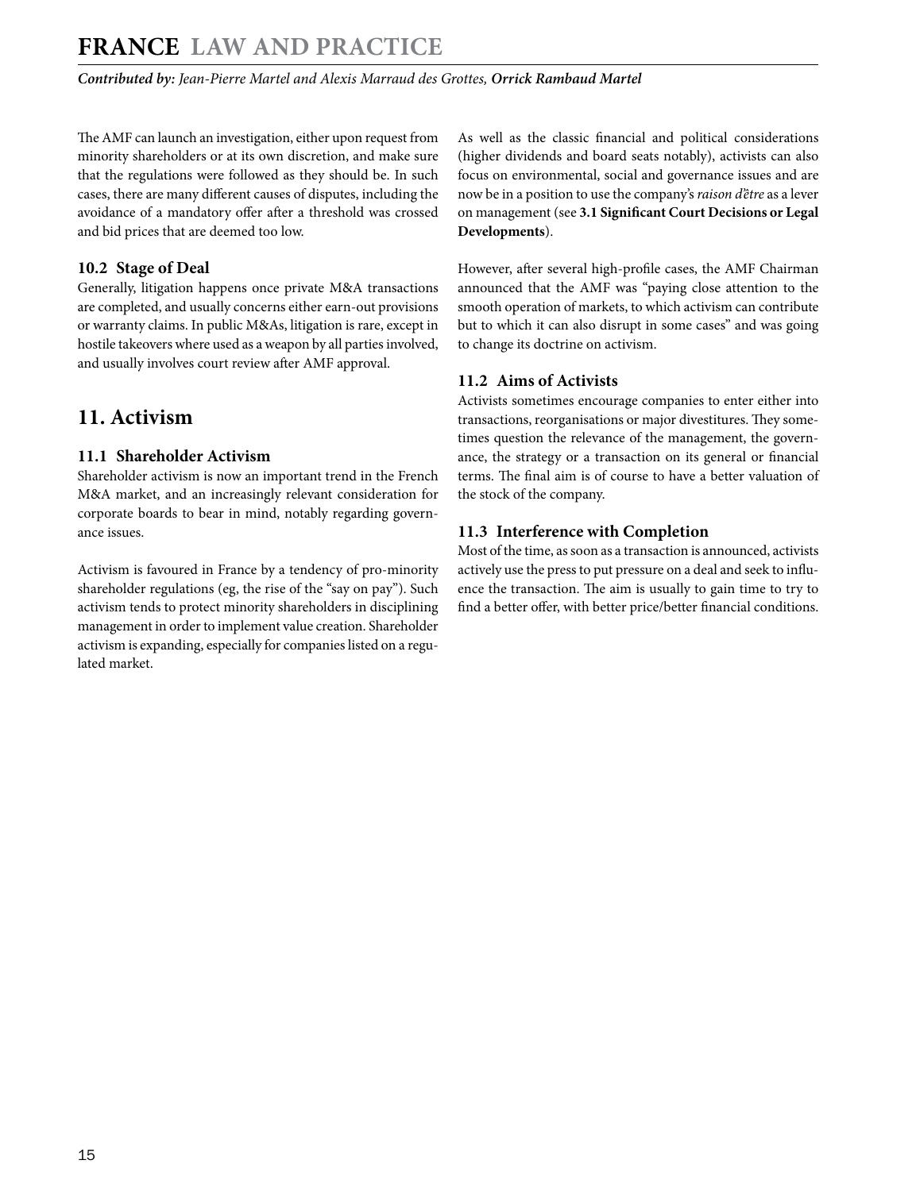The AMF can launch an investigation, either upon request from minority shareholders or at its own discretion, and make sure that the regulations were followed as they should be. In such cases, there are many different causes of disputes, including the avoidance of a mandatory offer after a threshold was crossed and bid prices that are deemed too low.

### 10.2 Stage of Deal

Generally, litigation happens once private M&A transactions are completed, and usually concerns either earn-out provisions or warranty claims. In public M&As, litigation is rare, except in hostile takeovers where used as a weapon by all parties involved, and usually involves court review after AMF approval.

## 11. Activism

### 11.1 Shareholder Activism

Shareholder activism is now an important trend in the French M&A market, and an increasingly relevant consideration for corporate boards to bear in mind, notably regarding governance issues.

Activism is favoured in France by a tendency of pro-minority shareholder regulations (eg, the rise of the "say on pay"). Such activism tends to protect minority shareholders in disciplining management in order to implement value creation. Shareholder activism is expanding, especially for companies listed on a regulated market.

As well as the classic financial and political considerations (higher dividends and board seats notably), activists can also focus on environmental, social and governance issues and are now be in a position to use the company's *raison d'être* as a lever on management (see **3.1 Significant Court Decisions or Legal Developments**).

However, after several high-profile cases, the AMF Chairman announced that the AMF was "paying close attention to the smooth operation of markets, to which activism can contribute but to which it can also disrupt in some cases" and was going to change its doctrine on activism.

### 11.2 Aims of Activists

Activists sometimes encourage companies to enter either into transactions, reorganisations or major divestitures. They sometimes question the relevance of the management, the governance, the strategy or a transaction on its general or financial terms. The final aim is of course to have a better valuation of the stock of the company.

### 11.3 Interference with Completion

Most of the time, as soon as a transaction is announced, activists actively use the press to put pressure on a deal and seek to influence the transaction. The aim is usually to gain time to try to find a better offer, with better price/better financial conditions.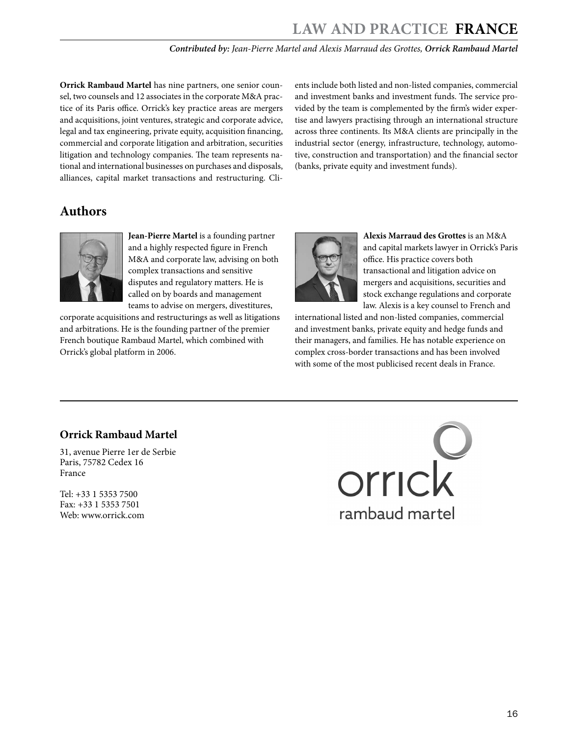**Orrick Rambaud Martel** has nine partners, one senior counsel, two counsels and 12 associates in the corporate M&A practice of its Paris office. Orrick's key practice areas are mergers and acquisitions, joint ventures, strategic and corporate advice, legal and tax engineering, private equity, acquisition financing, commercial and corporate litigation and arbitration, securities litigation and technology companies. The team represents national and international businesses on purchases and disposals, alliances, capital market transactions and restructuring. Clients include both listed and non-listed companies, commercial and investment banks and investment funds. The service provided by the team is complemented by the firm's wider expertise and lawyers practising through an international structure across three continents. Its M&A clients are principally in the industrial sector (energy, infrastructure, technology, automotive, construction and transportation) and the financial sector (banks, private equity and investment funds).

## Authors

**Jean-Pierre Martel** is a founding partner and a highly respected figure in French M&A and corporate law, advising on both complex transactions and sensitive disputes and regulatory matters. He is called on by boards and management teams to advise on mergers, divestitures, corporate acquisitions and restructurings as well as litigations and arbitrations. He is the founding partner of the premier French boutique Rambaud Martel, which combined with Orrick's global platform in 2006.

**Alexis Marraud des Grottes** is an M&A and capital markets lawyer in Orrick's Paris office. His practice covers both transactional and litigation advice on mergers and acquisitions, securities and stock exchange regulations and corporate law. Alexis is a key counsel to French and international listed and non-listed companies, commercial and investment banks, private equity and hedge funds and their managers, and families. He has notable experience on complex cross-border transactions and has been involved with some of the most publicised recent deals in France.

### Orrick Rambaud Martel

31, avenue Pierre 1er de Serbie
Paris, 75782 Cedex 16
France

Tel: +33 1 5353 7500
Fax: +33 1 5353 7501
Web: www.orrick.com

orrick
rambaud martel